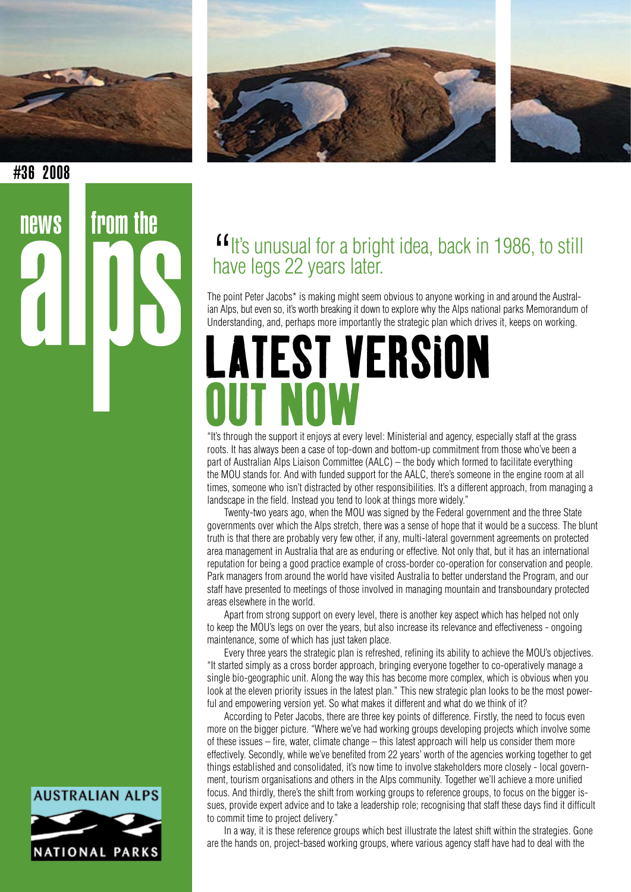#36 2008

# news from the alps

"It's unusual for a bright idea, back in 1986, to still have legs 22 years later.

The point Peter Jacobs* is making might seem obvious to anyone working in and around the Australian Alps, but even so, it's worth breaking it down to explore why the Alps national parks Memorandum of Understanding, and, perhaps more importantly the strategic plan which drives it, keeps on working.

# LATEST VERSION OUT NOW

"It's through the support it enjoys at every level: Ministerial and agency, especially staff at the grass roots. It has always been a case of top-down and bottom-up commitment from those who've been a part of Australian Alps Liaison Committee (AALC) – the body which formed to facilitate everything the MOU stands for. And with funded support for the AALC, there's someone in the engine room at all times, someone who isn't distracted by other responsibilities. It's a different approach, from managing a landscape in the field. Instead you tend to look at things more widely."

Twenty-two years ago, when the MOU was signed by the Federal government and the three State governments over which the Alps stretch, there was a sense of hope that it would be a success. The blunt truth is that there are probably very few other, if any, multi-lateral government agreements on protected area management in Australia that are as enduring or effective. Not only that, but it has an international reputation for being a good practice example of cross-border co-operation for conservation and people. Park managers from around the world have visited Australia to better understand the Program, and our staff have presented to meetings of those involved in managing mountain and transboundary protected areas elsewhere in the world.

Apart from strong support on every level, there is another key aspect which has helped not only to keep the MOU's legs on over the years, but also increase its relevance and effectiveness - ongoing maintenance, some of which has just taken place.

Every three years the strategic plan is refreshed, refining its ability to achieve the MOU's objectives. "It started simply as a cross border approach, bringing everyone together to co-operatively manage a single bio-geographic unit. Along the way this has become more complex, which is obvious when you look at the eleven priority issues in the latest plan." This new strategic plan looks to be the most powerful and empowering version yet. So what makes it different and what do we think of it?

According to Peter Jacobs, there are three key points of difference. Firstly, the need to focus even more on the bigger picture. "Where we've had working groups developing projects which involve some of these issues – fire, water, climate change – this latest approach will help us consider them more effectively. Secondly, while we've benefited from 22 years' worth of the agencies working together to get things established and consolidated, it's now time to involve stakeholders more closely - local government, tourism organisations and others in the Alps community. Together we'll achieve a more unified focus. And thirdly, there's the shift from working groups to reference groups, to focus on the bigger issues, provide expert advice and to take a leadership role; recognising that staff these days find it difficult to commit time to project delivery."

In a way, it is these reference groups which best illustrate the latest shift within the strategies. Gone are the hands on, project-based working groups, where various agency staff have had to deal with the

AUSTRALIAN ALPS NATIONAL PARKS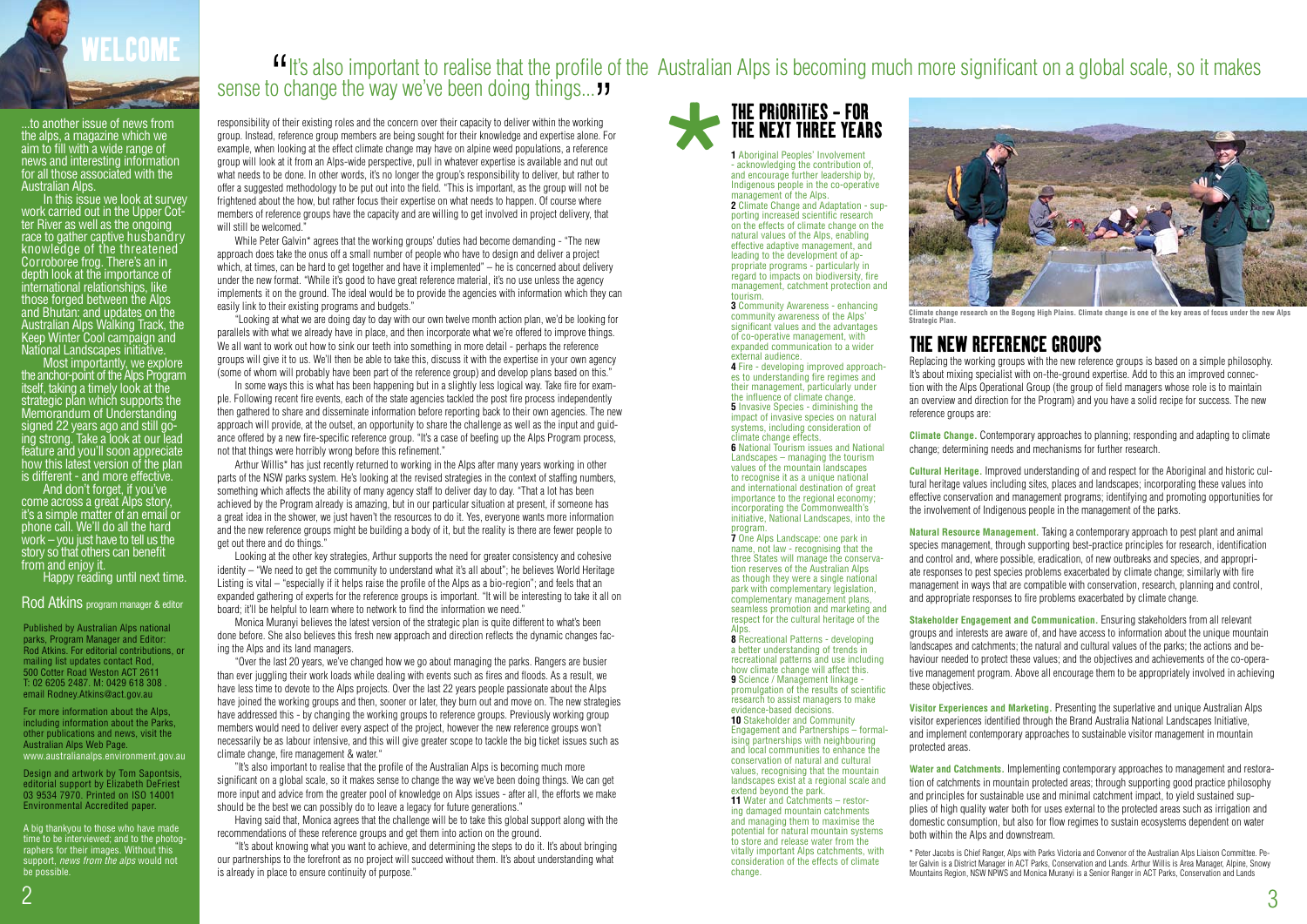# WELCOME

...to another issue of news from the alps, a magazine which we aim to fill with a wide range of news and interesting information for all those associated with the Australian Alps.

In this issue we look at survey work carried out in the Upper Cotter River as well as the ongoing race to gather captive husbandry knowledge of the threatened Corroboree frog. There's an in depth look at the importance of international relationships, like those forged between the Alps and Bhutan: and updates on the Australian Alps Walking Track, the Keep Winter Cool campaign and National Landscapes initiative.

Most importantly, we explore the anchor-point of the Alps Program itself, taking a timely look at the strategic plan which supports the Memorandum of Understanding signed 22 years ago and still going strong. Take a look at our lead feature and you'll soon appreciate how this latest version of the plan is different - and more effective.

And don't forget, if you've come across a great Alps story, it's a simple matter of an email or phone call. We'll do all the hard work – you just have to tell us the story so that others can benefit from and enjoy it.

Happy reading until next time.

**Rod Atkins** program manager & editor

Published by Australian Alps national parks, Program Manager and Editor: Rod Atkins. For editorial contributions, or mailing list updates contact Rod, 500 Cotter Road Weston ACT 2611 T: 02 6205 2487. M: 0429 618 308 . email Rodney.Atkins@act.gov.au

For more information about the Alps, including information about the Parks, other publications and news, visit the Australian Alps Web Page. www.australianalps.environment.gov.au

Design and artwork by Tom Sapontsis, editorial support by Elizabeth DeFriest 03 9534 7970. Printed on ISO 14001 Environmental Accredited paper.

A big thankyou to those who have made time to be interviewed; and to the photographers for their images. Without this support, *news from the alps* would not be possible.

> "It's also important to realise that the profile of the Australian Alps is becoming much more significant on a global scale, so it makes sense to change the way we've been doing things..."

responsibility of their existing roles and the concern over their capacity to deliver within the working group. Instead, reference group members are being sought for their knowledge and expertise alone. For example, when looking at the effect climate change may have on alpine weed populations, a reference group will look at it from an Alps-wide perspective, pull in whatever expertise is available and nut out what needs to be done. In other words, it's no longer the group's responsibility to deliver, but rather to offer a suggested methodology to be put out into the field. "This is important, as the group will not be frightened about the how, but rather focus their expertise on what needs to happen. Of course where members of reference groups have the capacity and are willing to get involved in project delivery, that will still be welcomed."

While Peter Galvin* agrees that the working groups' duties had become demanding - "The new approach does take the onus off a small number of people who have to design and deliver a project which, at times, can be hard to get together and have it implemented" – he is concerned about delivery under the new format. "While it's good to have great reference material, it's no use unless the agency implements it on the ground. The ideal would be to provide the agencies with information which they can easily link to their existing programs and budgets."

"Looking at what we are doing day to day with our own twelve month action plan, we'd be looking for parallels with what we already have in place, and then incorporate what we're offered to improve things. We all want to work out how to sink our teeth into something in more detail - perhaps the reference groups will give it to us. We'll then be able to take this, discuss it with the expertise in your own agency (some of whom will probably have been part of the reference group) and develop plans based on this."

In some ways this is what has been happening but in a slightly less logical way. Take fire for example. Following recent fire events, each of the state agencies tackled the post fire process independently then gathered to share and disseminate information before reporting back to their own agencies. The new approach will provide, at the outset, an opportunity to share the challenge as well as the input and guidance offered by a new fire-specific reference group. "It's a case of beefing up the Alps Program process, not that things were horribly wrong before this refinement."

Arthur Willis* has just recently returned to working in the Alps after many years working in other parts of the NSW parks system. He's looking at the revised strategies in the context of staffing numbers, something which affects the ability of many agency staff to deliver day to day. "That a lot has been achieved by the Program already is amazing, but in our particular situation at present, if someone has a great idea in the shower, we just haven't the resources to do it. Yes, everyone wants more information and the new reference groups might be building a body of it, but the reality is there are fewer people to get out there and do things."

Looking at the other key strategies, Arthur supports the need for greater consistency and cohesive identity – "We need to get the community to understand what it's all about"; he believes World Heritage Listing is vital – "especially if it helps raise the profile of the Alps as a bio-region"; and feels that an expanded gathering of experts for the reference groups is important. "It will be interesting to take it all on board; it'll be helpful to learn where to network to find the information we need."

Monica Muranyi believes the latest version of the strategic plan is quite different to what's been done before. She also believes this fresh new approach and direction reflects the dynamic changes facing the Alps and its land managers.

"Over the last 20 years, we've changed how we go about managing the parks. Rangers are busier than ever juggling their work loads while dealing with events such as fires and floods. As a result, we have less time to devote to the Alps projects. Over the last 22 years people passionate about the Alps have joined the working groups and then, sooner or later, they burn out and move on. The new strategies have addressed this - by changing the working groups to reference groups. Previously working group members would need to deliver every aspect of the project, however the new reference groups won't necessarily be as labour intensive, and this will give greater scope to tackle the big ticket issues such as climate change, fire management & water."

"It's also important to realise that the profile of the Australian Alps is becoming much more significant on a global scale, so it makes sense to change the way we've been doing things. We can get more input and advice from the greater pool of knowledge on Alps issues - after all, the efforts we make should be the best we can possibly do to leave a legacy for future generations."

Having said that, Monica agrees that the challenge will be to take this global support along with the recommendations of these reference groups and get them into action on the ground.

"It's about knowing what you want to achieve, and determining the steps to do it. It's about bringing our partnerships to the forefront as no project will succeed without them. It's about understanding what is already in place to ensure continuity of purpose."

## THE PRIORITIES – FOR THE NEXT THREE YEARS

**1** Aboriginal Peoples' Involvement - acknowledging the contribution of, and encourage further leadership by, Indigenous people in the co-operative management of the Alps.

**2** Climate Change and Adaptation - supporting increased scientific research on the effects of climate change on the natural values of the Alps, enabling effective adaptive management, and leading to the development of appropriate programs - particularly in regard to impacts on biodiversity, fire management, catchment protection and tourism.

**3** Community Awareness - enhancing community awareness of the Alps' significant values and the advantages of co-operative management, with expanded communication to a wider external audience.

**4** Fire - developing improved approaches to understanding fire regimes and their management, particularly under the influence of climate change.

**5** Invasive Species - diminishing the impact of invasive species on natural systems, including consideration of climate change effects.

**6** National Tourism issues and National Landscapes – managing the tourism values of the mountain landscapes to recognise it as a unique national and international destination of great importance to the regional economy; incorporating the Commonwealth's initiative, National Landscapes, into the program.

**7** One Alps Landscape: one park in name, not law - recognising that the three States will manage the conservation reserves of the Australian Alps as though they were a single national park with complementary legislation, complementary management plans, seamless promotion and marketing and respect for the cultural heritage of the Alps.

**8** Recreational Patterns - developing a better understanding of trends in recreational patterns and use including how climate change will affect this.

**9** Science / Management linkage - promulgation of the results of scientific research to assist managers to make evidence-based decisions.

**10** Stakeholder and Community Engagement and Partnerships – formalising partnerships with neighbouring and local communities to enhance the conservation of natural and cultural values, recognising that the mountain landscapes exist at a regional scale and extend beyond the park.

**11** Water and Catchments – restoring damaged mountain catchments and managing them to maximise the potential for natural mountain systems to store and release water from the vitally important Alps catchments, with consideration of the effects of climate change.

Climate change research on the Bogong High Plains. Climate change is one of the key areas of focus under the new Alps Strategic Plan.

## THE NEW REFERENCE GROUPS

Replacing the working groups with the new reference groups is based on a simple philosophy. It's about mixing specialist with on-the-ground expertise. Add to this an improved connection with the Alps Operational Group (the group of field managers whose role is to maintain an overview and direction for the Program) and you have a solid recipe for success. The new reference groups are:

**Climate Change.** Contemporary approaches to planning; responding and adapting to climate change; determining needs and mechanisms for further research.

**Cultural Heritage.** Improved understanding of and respect for the Aboriginal and historic cultural heritage values including sites, places and landscapes; incorporating these values into effective conservation and management programs; identifying and promoting opportunities for the involvement of Indigenous people in the management of the parks.

**Natural Resource Management.** Taking a contemporary approach to pest plant and animal species management, through supporting best-practice principles for research, identification and control and, where possible, eradication, of new outbreaks and species, and appropriate responses to pest species problems exacerbated by climate change; similarly with fire management in ways that are compatible with conservation, research, planning and control, and appropriate responses to fire problems exacerbated by climate change.

**Stakeholder Engagement and Communication.** Ensuring stakeholders from all relevant groups and interests are aware of, and have access to information about the unique mountain landscapes and catchments; the natural and cultural values of the parks; the actions and behaviour needed to protect these values; and the objectives and achievements of the co-operative management program. Above all encourage them to be appropriately involved in achieving these objectives.

**Visitor Experiences and Marketing.** Presenting the superlative and unique Australian Alps visitor experiences identified through the Brand Australia National Landscapes Initiative, and implement contemporary approaches to sustainable visitor management in mountain protected areas.

**Water and Catchments.** Implementing contemporary approaches to management and restoration of catchments in mountain protected areas; through supporting good practice philosophy and principles for sustainable use and minimal catchment impact, to yield sustained supplies of high quality water both for uses external to the protected areas such as irrigation and domestic consumption, but also for flow regimes to sustain ecosystems dependent on water both within the Alps and downstream.

\* Peter Jacobs is Chief Ranger, Alps with Parks Victoria and Convenor of the Australian Alps Liaison Committee. Peter Galvin is a District Manager in ACT Parks, Conservation and Lands. Arthur Willis is Area Manager, Alpine, Snowy Mountains Region, NSW NPWS and Monica Muranyi is a Senior Ranger in ACT Parks, Conservation and Lands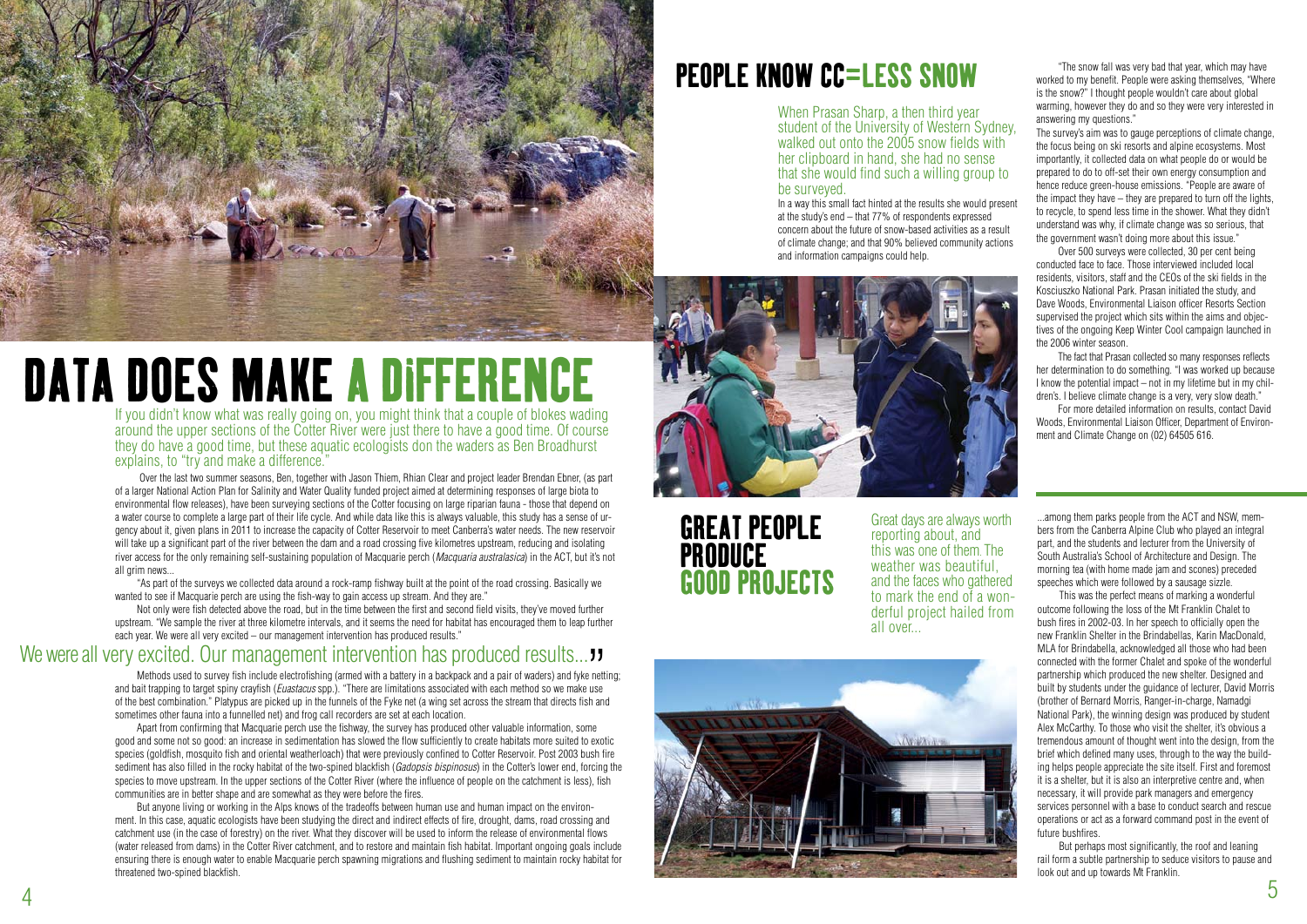# DATA DOES MAKE A DIFFERENCE

If you didn't know what was really going on, you might think that a couple of blokes wading around the upper sections of the Cotter River were just there to have a good time. Of course they do have a good time, but these aquatic ecologists don the waders as Ben Broadhurst explains, to "try and make a difference."

Over the last two summer seasons, Ben, together with Jason Thiem, Rhian Clear and project leader Brendan Ebner, (as part of a larger National Action Plan for Salinity and Water Quality funded project aimed at determining responses of large biota to environmental flow releases), have been surveying sections of the Cotter focusing on large riparian fauna - those that depend on a water course to complete a large part of their life cycle. And while data like this is always valuable, this study has a sense of urgency about it, given plans in 2011 to increase the capacity of Cotter Reservoir to meet Canberra's water needs. The new reservoir will take up a significant part of the river between the dam and a road crossing five kilometres upstream, reducing and isolating river access for the only remaining self-sustaining population of Macquarie perch (*Macquaria australasica*) in the ACT, but it's not all grim news...

"As part of the surveys we collected data around a rock-ramp fishway built at the point of the road crossing. Basically we wanted to see if Macquarie perch are using the fish-way to gain access up stream. And they are."

Not only were fish detected above the road, but in the time between the first and second field visits, they've moved further upstream. "We sample the river at three kilometre intervals, and it seems the need for habitat has encouraged them to leap further each year. We were all very excited – our management intervention has produced results."

## We were all very excited. Our management intervention has produced results..."

Methods used to survey fish include electrofishing (armed with a battery in a backpack and a pair of waders) and fyke netting; and bait trapping to target spiny crayfish (*Euastacus* spp.). "There are limitations associated with each method so we make use of the best combination." Platypus are picked up in the funnels of the Fyke net (a wing set across the stream that directs fish and sometimes other fauna into a funnelled net) and frog call recorders are set at each location.

Apart from confirming that Macquarie perch use the fishway, the survey has produced other valuable information, some good and some not so good: an increase in sedimentation has slowed the flow sufficiently to create habitats more suited to exotic species (goldfish, mosquito fish and oriental weatherloach) that were previously confined to Cotter Reservoir. Post 2003 bush fire sediment has also filled in the rocky habitat of the two-spined blackfish (*Gadopsis bispinosus*) in the Cotter's lower end, forcing the species to move upstream. In the upper sections of the Cotter River (where the influence of people on the catchment is less), fish communities are in better shape and are somewhat as they were before the fires.

But anyone living or working in the Alps knows of the tradeoffs between human use and human impact on the environment. In this case, aquatic ecologists have been studying the direct and indirect effects of fire, drought, dams, road crossing and catchment use (in the case of forestry) on the river. What they discover will be used to inform the release of environmental flows (water released from dams) in the Cotter River catchment, and to restore and maintain fish habitat. Important ongoing goals include ensuring there is enough water to enable Macquarie perch spawning migrations and flushing sediment to maintain rocky habitat for threatened two-spined blackfish.

# PEOPLE KNOW CC=LESS SNOW

When Prasan Sharp, a then third year student of the University of Western Sydney, walked out onto the 2005 snow fields with her clipboard in hand, she had no sense that she would find such a willing group to be surveyed.

In a way this small fact hinted at the results she would present at the study's end – that 77% of respondents expressed concern about the future of snow-based activities as a result of climate change; and that 90% believed community actions and information campaigns could help.

"The snow fall was very bad that year, which may have worked to my benefit. People were asking themselves, "Where is the snow?" I thought people wouldn't care about global warming, however they do and so they were very interested in answering my questions."

The survey's aim was to gauge perceptions of climate change, the focus being on ski resorts and alpine ecosystems. Most importantly, it collected data on what people do or would be prepared to do to off-set their own energy consumption and hence reduce green-house emissions. "People are aware of the impact they have – they are prepared to turn off the lights, to recycle, to spend less time in the shower. What they didn't understand was why, if climate change was so serious, that the government wasn't doing more about this issue."

Over 500 surveys were collected, 30 per cent being conducted face to face. Those interviewed included local residents, visitors, staff and the CEOs of the ski fields in the Kosciuszko National Park. Prasan initiated the study, and Dave Woods, Environmental Liaison officer Resorts Section supervised the project which sits within the aims and objectives of the ongoing Keep Winter Cool campaign launched in the 2006 winter season.

The fact that Prasan collected so many responses reflects her determination to do something. "I was worked up because I know the potential impact – not in my lifetime but in my children's. I believe climate change is a very, very slow death."

For more detailed information on results, contact David Woods, Environmental Liaison Officer, Department of Environment and Climate Change on (02) 64505 616.

# GREAT PEOPLE PRODUCE GOOD PROJECTS

Great days are always worth reporting about, and this was one of them. The weather was beautiful, and the faces who gathered to mark the end of a wonderful project hailed from all over...

...among them parks people from the ACT and NSW, members from the Canberra Alpine Club who played an integral part, and the students and lecturer from the University of South Australia's School of Architecture and Design. The morning tea (with home made jam and scones) preceded speeches which were followed by a sausage sizzle.

This was the perfect means of marking a wonderful outcome following the loss of the Mt Franklin Chalet to bush fires in 2002-03. In her speech to officially open the new Franklin Shelter in the Brindabellas, Karin MacDonald, MLA for Brindabella, acknowledged all those who had been connected with the former Chalet and spoke of the wonderful partnership which produced the new shelter. Designed and built by students under the guidance of lecturer, David Morris (brother of Bernard Morris, Ranger-in-charge, Namadgi National Park), the winning design was produced by student Alex McCarthy. To those who visit the shelter, it's obvious a tremendous amount of thought went into the design, from the brief which defined many uses, through to the way the building helps people appreciate the site itself. First and foremost it is a shelter, but it is also an interpretive centre and, when necessary, it will provide park managers and emergency services personnel with a base to conduct search and rescue operations or act as a forward command post in the event of future bushfires.

But perhaps most significantly, the roof and leaning rail form a subtle partnership to seduce visitors to pause and look out and up towards Mt Franklin.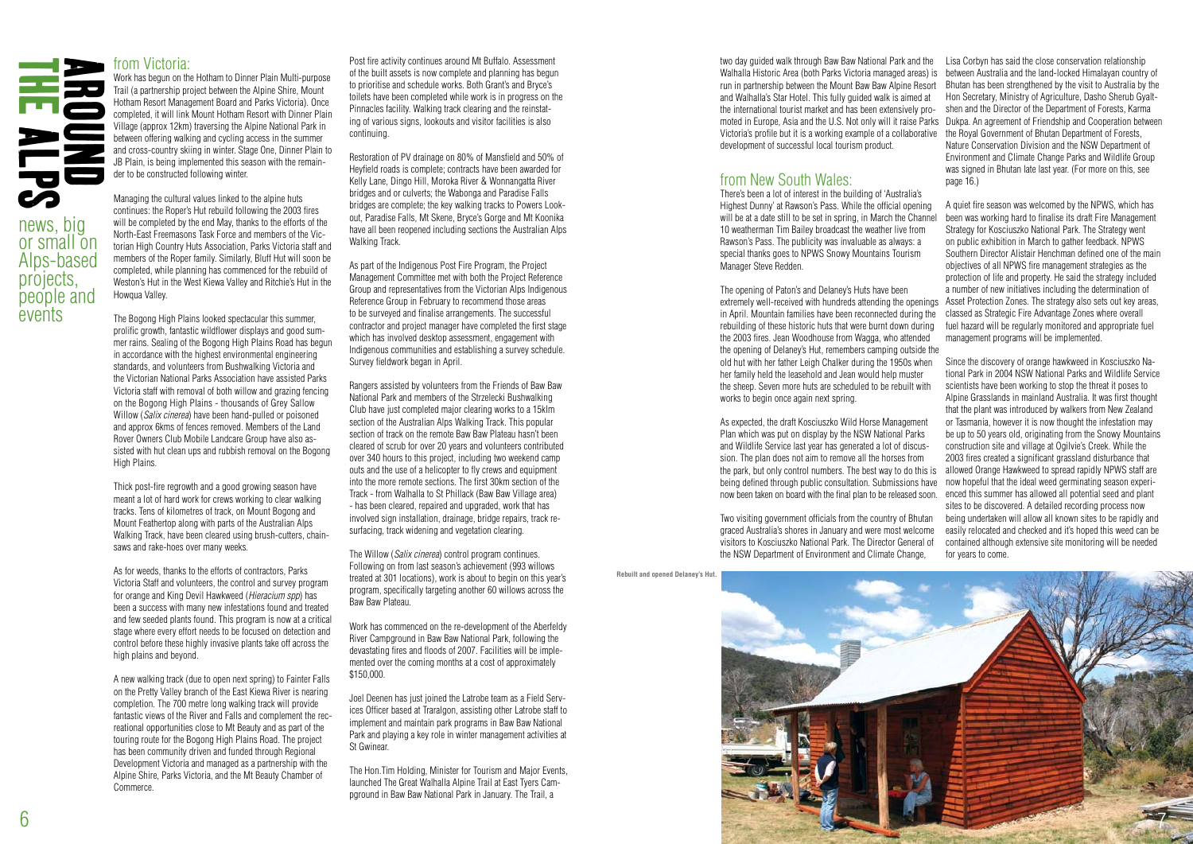# AROUND THE ALPS

news, big or small on Alps-based projects, people and events

## from Victoria:

Work has begun on the Hotham to Dinner Plain Multi-purpose Trail (a partnership project between the Alpine Shire, Mount Hotham Resort Management Board and Parks Victoria). Once completed, it will link Mount Hotham Resort with Dinner Plain Village (approx 12km) traversing the Alpine National Park in between offering walking and cycling access in the summer and cross-country skiing in winter. Stage One, Dinner Plain to JB Plain, is being implemented this season with the remainder to be constructed following winter.

Managing the cultural values linked to the alpine huts continues: the Roper's Hut rebuild following the 2003 fires will be completed by the end May, thanks to the efforts of the North-East Freemasons Task Force and members of the Victorian High Country Huts Association, Parks Victoria staff and members of the Roper family. Similarly, Bluff Hut will soon be completed, while planning has commenced for the rebuild of Weston's Hut in the West Kiewa Valley and Ritchie's Hut in the Howqua Valley.

The Bogong High Plains looked spectacular this summer, prolific growth, fantastic wildflower displays and good summer rains. Sealing of the Bogong High Plains Road has begun in accordance with the highest environmental engineering standards, and volunteers from Bushwalking Victoria and the Victorian National Parks Association have assisted Parks Victoria staff with removal of both willow and grazing fencing on the Bogong High Plains - thousands of Grey Sallow Willow (*Salix cinerea*) have been hand-pulled or poisoned and approx 6kms of fences removed. Members of the Land Rover Owners Club Mobile Landcare Group have also assisted with hut clean ups and rubbish removal on the Bogong High Plains.

Thick post-fire regrowth and a good growing season have meant a lot of hard work for crews working to clear walking tracks. Tens of kilometres of track, on Mount Bogong and Mount Feathertop along with parts of the Australian Alps Walking Track, have been cleared using brush-cutters, chainsaws and rake-hoes over many weeks.

As for weeds, thanks to the efforts of contractors, Parks Victoria Staff and volunteers, the control and survey program for orange and King Devil Hawkweed (*Hieracium spp*) has been a success with many new infestations found and treated and few seeded plants found. This program is now at a critical stage where every effort needs to be focused on detection and control before these highly invasive plants take off across the high plains and beyond.

A new walking track (due to open next spring) to Fainter Falls on the Pretty Valley branch of the East Kiewa River is nearing completion. The 700 metre long walking track will provide fantastic views of the River and Falls and complement the recreational opportunities close to Mt Beauty and as part of the touring route for the Bogong High Plains Road. The project has been community driven and funded through Regional Development Victoria and managed as a partnership with the Alpine Shire, Parks Victoria, and the Mt Beauty Chamber of Commerce.

Post fire activity continues around Mt Buffalo. Assessment of the built assets is now complete and planning has begun to prioritise and schedule works. Both Grant's and Bryce's toilets have been completed while work is in progress on the Pinnacles facility. Walking track clearing and the reinstating of various signs, lookouts and visitor facilities is also continuing.

Restoration of PV drainage on 80% of Mansfield and 50% of Heyfield roads is complete; contracts have been awarded for Kelly Lane, Dingo Hill, Moroka River & Wonnangatta River bridges and or culverts; the Wabonga and Paradise Falls bridges are complete; the key walking tracks to Powers Lookout, Paradise Falls, Mt Skene, Bryce's Gorge and Mt Koonika have all been reopened including sections the Australian Alps Walking Track.

As part of the Indigenous Post Fire Program, the Project Management Committee met with both the Project Reference Group and representatives from the Victorian Alps Indigenous Reference Group in February to recommend those areas to be surveyed and finalise arrangements. The successful contractor and project manager have completed the first stage which has involved desktop assessment, engagement with Indigenous communities and establishing a survey schedule. Survey fieldwork began in April.

Rangers assisted by volunteers from the Friends of Baw Baw National Park and members of the Strzelecki Bushwalking Club have just completed major clearing works to a 15klm section of the Australian Alps Walking Track. This popular section of track on the remote Baw Baw Plateau hasn't been cleared of scrub for over 20 years and volunteers contributed over 340 hours to this project, including two weekend camp outs and the use of a helicopter to fly crews and equipment into the more remote sections. The first 30km section of the Track - from Walhalla to St Phillack (Baw Baw Village area) - has been cleared, repaired and upgraded, work that has involved sign installation, drainage, bridge repairs, track resurfacing, track widening and vegetation clearing.

The Willow (*Salix cinerea*) control program continues. Following on from last season's achievement (993 willows treated at 301 locations), work is about to begin on this year's program, specifically targeting another 60 willows across the Baw Baw Plateau.

Work has commenced on the re-development of the Aberfeldy River Campground in Baw Baw National Park, following the devastating fires and floods of 2007. Facilities will be implemented over the coming months at a cost of approximately $150,000.

Joel Deenen has just joined the Latrobe team as a Field Services Officer based at Traralgon, assisting other Latrobe staff to implement and maintain park programs in Baw Baw National Park and playing a key role in winter management activities at St Gwinear.

The Hon.Tim Holding, Minister for Tourism and Major Events, launched The Great Walhalla Alpine Trail at East Tyers Campground in Baw Baw National Park in January. The Trail, a two day guided walk through Baw Baw National Park and the Walhalla Historic Area (both Parks Victoria managed areas) is run in partnership between the Mount Baw Baw Alpine Resort and Walhalla's Star Hotel. This fully guided walk is aimed at the international tourist market and has been extensively promoted in Europe, Asia and the U.S. Not only will it raise Parks Victoria's profile but it is a working example of a collaborative development of successful local tourism product.

## from New South Wales:

There's been a lot of interest in the building of 'Australia's Highest Dunny' at Rawson's Pass. While the official opening will be at a date still to be set in spring, in March the Channel 10 weatherman Tim Bailey broadcast the weather live from Rawson's Pass. The publicity was invaluable as always: a special thanks goes to NPWS Snowy Mountains Tourism Manager Steve Redden.

The opening of Paton's and Delaney's Huts have been extremely well-received with hundreds attending the openings in April. Mountain families have been reconnected during the rebuilding of these historic huts that were burnt down during the 2003 fires. Jean Woodhouse from Wagga, who attended the opening of Delaney's Hut, remembers camping outside the old hut with her father Leigh Chalker during the 1950s when her family held the leasehold and Jean would help muster the sheep. Seven more huts are scheduled to be rebuilt with works to begin once again next spring.

As expected, the draft Kosciuszko Wild Horse Management Plan which was put on display by the NSW National Parks and Wildlife Service last year has generated a lot of discussion. The plan does not aim to remove all the horses from the park, but only control numbers. The best way to do this is being defined through public consultation. Submissions have now been taken on board with the final plan to be released soon.

Two visiting government officials from the country of Bhutan graced Australia's shores in January and were most welcome visitors to Kosciuszko National Park. The Director General of the NSW Department of Environment and Climate Change, Lisa Corbyn has said the close conservation relationship between Australia and the land-locked Himalayan country of Bhutan has been strengthened by the visit to Australia by the Hon Secretary, Ministry of Agriculture, Dasho Sherub Gyaltshen and the Director of the Department of Forests, Karma Dukpa. An agreement of Friendship and Cooperation between the Royal Government of Bhutan Department of Forests, Nature Conservation Division and the NSW Department of Environment and Climate Change Parks and Wildlife Group was signed in Bhutan late last year. (For more on this, see page 16.)

A quiet fire season was welcomed by the NPWS, which has been was working hard to finalise its draft Fire Management Strategy for Kosciuszko National Park. The Strategy went on public exhibition in March to gather feedback. NPWS Southern Director Alistair Henchman defined one of the main objectives of all NPWS fire management strategies as the protection of life and property. He said the strategy included a number of new initiatives including the determination of Asset Protection Zones. The strategy also sets out key areas, classed as Strategic Fire Advantage Zones where overall fuel hazard will be regularly monitored and appropriate fuel management programs will be implemented.

Since the discovery of orange hawkweed in Kosciuszko National Park in 2004 NSW National Parks and Wildlife Service scientists have been working to stop the threat it poses to Alpine Grasslands in mainland Australia. It was first thought that the plant was introduced by walkers from New Zealand or Tasmania, however it is now thought the infestation may be up to 50 years old, originating from the Snowy Mountains construction site and village at Ogilvie's Creek. While the 2003 fires created a significant grassland disturbance that allowed Orange Hawkweed to spread rapidly NPWS staff are now hopeful that the ideal weed germinating season experienced this summer has allowed all potential seed and plant sites to be discovered. A detailed recording process now being undertaken will allow all known sites to be rapidly and easily relocated and checked and it's hoped this weed can be contained although extensive site monitoring will be needed for years to come.

**Rebuilt and opened Delaney's Hut.**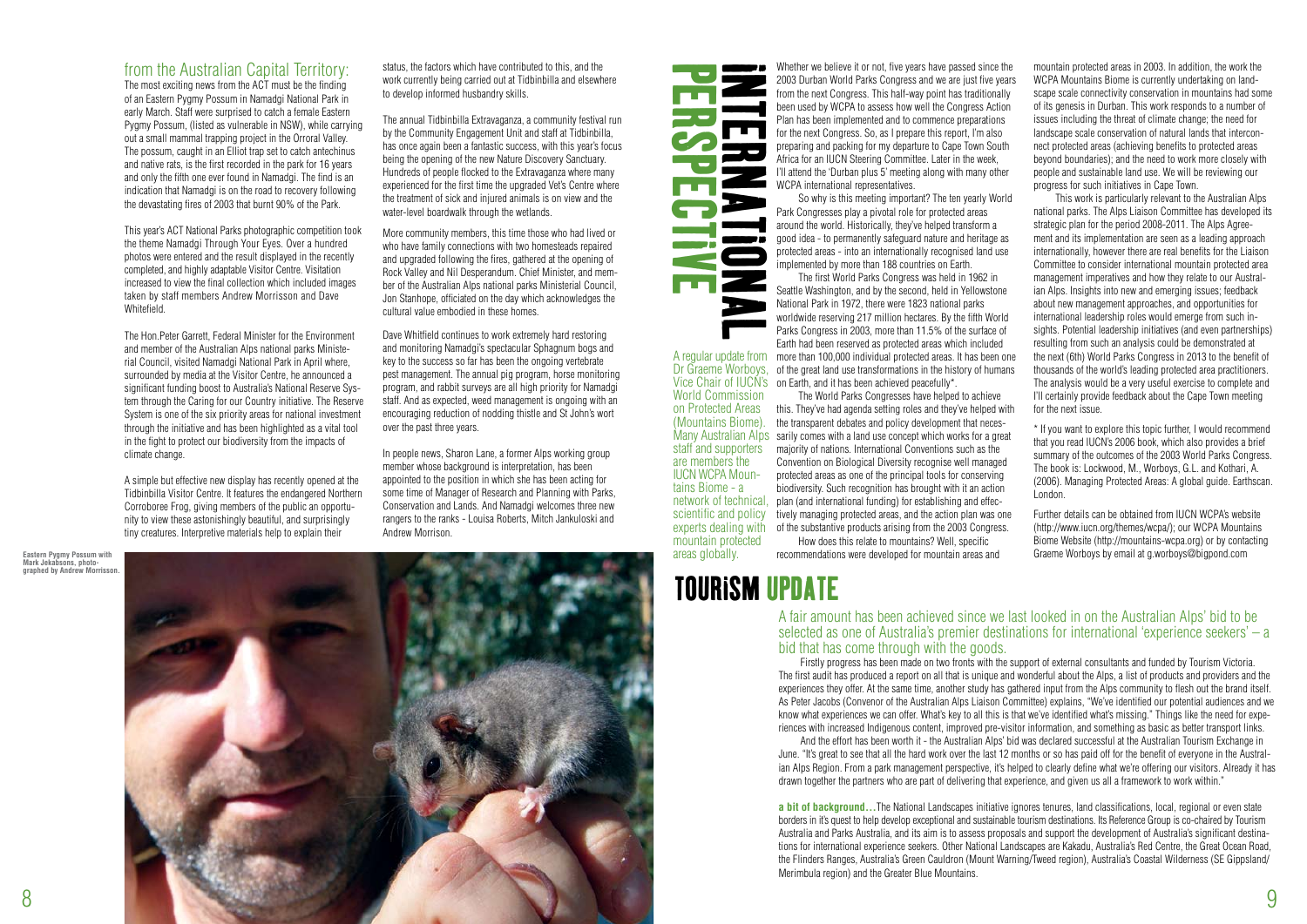## from the Australian Capital Territory:

The most exciting news from the ACT must be the finding of an Eastern Pygmy Possum in Namadgi National Park in early March. Staff were surprised to catch a female Eastern Pygmy Possum, (listed as vulnerable in NSW), while carrying out a small mammal trapping project in the Orroral Valley. The possum, caught in an Elliot trap set to catch antechinus and native rats, is the first recorded in the park for 16 years and only the fifth one ever found in Namadgi. The find is an indication that Namadgi is on the road to recovery following the devastating fires of 2003 that burnt 90% of the Park.

This year's ACT National Parks photographic competition took the theme Namadgi Through Your Eyes. Over a hundred photos were entered and the result displayed in the recently completed, and highly adaptable Visitor Centre. Visitation increased to view the final collection which included images taken by staff members Andrew Morrisson and Dave Whitefield.

The Hon.Peter Garrett, Federal Minister for the Environment and member of the Australian Alps national parks Ministerial Council, visited Namadgi National Park in April where, surrounded by media at the Visitor Centre, he announced a significant funding boost to Australia's National Reserve System through the Caring for our Country initiative. The Reserve System is one of the six priority areas for national investment through the initiative and has been highlighted as a vital tool in the fight to protect our biodiversity from the impacts of climate change.

A simple but effective new display has recently opened at the Tidbinbilla Visitor Centre. It features the endangered Northern Corroboree Frog, giving members of the public an opportunity to view these astonishingly beautiful, and surprisingly tiny creatures. Interpretive materials help to explain their status, the factors which have contributed to this, and the work currently being carried out at Tidbinbilla and elsewhere to develop informed husbandry skills.

The annual Tidbinbilla Extravaganza, a community festival run by the Community Engagement Unit and staff at Tidbinbilla, has once again been a fantastic success, with this year's focus being the opening of the new Nature Discovery Sanctuary. Hundreds of people flocked to the Extravaganza where many experienced for the first time the upgraded Vet's Centre where the treatment of sick and injured animals is on view and the water-level boardwalk through the wetlands.

More community members, this time those who had lived or who have family connections with two homesteads repaired and upgraded following the fires, gathered at the opening of Rock Valley and Nil Desperandum. Chief Minister, and member of the Australian Alps national parks Ministerial Council, Jon Stanhope, officiated on the day which acknowledges the cultural value embodied in these homes.

Dave Whitfield continues to work extremely hard restoring and monitoring Namadgi's spectacular Sphagnum bogs and key to the success so far has been the ongoing vertebrate pest management. The annual pig program, horse monitoring program, and rabbit surveys are all high priority for Namadgi staff. And as expected, weed management is ongoing with an encouraging reduction of nodding thistle and St John's wort over the past three years.

In people news, Sharon Lane, a former Alps working group member whose background is interpretation, has been appointed to the position in which she has been acting for some time of Manager of Research and Planning with Parks, Conservation and Lands. And Namadgi welcomes three new rangers to the ranks - Louisa Roberts, Mitch Jankuloski and Andrew Morrison.

**Eastern Pygmy Possum with Mark Jekabsons, photographed by Andrew Morrisson.**

# INTERNATIONAL PERSPECTIVE

A regular update from Dr Graeme Worboys, Vice Chair of IUCN's World Commission on Protected Areas (Mountains Biome). Many Australian Alps staff and supporters are members the IUCN WCPA Mountains Biome - a network of technical, scientific and policy experts dealing with mountain protected areas globally.

Whether we believe it or not, five years have passed since the 2003 Durban World Parks Congress and we are just five years from the next Congress. This half-way point has traditionally been used by WCPA to assess how well the Congress Action Plan has been implemented and to commence preparations for the next Congress. So, as I prepare this report, I'm also preparing and packing for my departure to Cape Town South Africa for an IUCN Steering Committee. Later in the week, I'll attend the 'Durban plus 5' meeting along with many other WCPA international representatives.

So why is this meeting important? The ten yearly World Park Congresses play a pivotal role for protected areas around the world. Historically, they've helped transform a good idea - to permanently safeguard nature and heritage as protected areas - into an internationally recognised land use implemented by more than 188 countries on Earth.

The first World Parks Congress was held in 1962 in Seattle Washington, and by the second, held in Yellowstone National Park in 1972, there were 1823 national parks worldwide reserving 217 million hectares. By the fifth World Parks Congress in 2003, more than 11.5% of the surface of Earth had been reserved as protected areas which included more than 100,000 individual protected areas. It has been one of the great land use transformations in the history of humans on Earth, and it has been achieved peacefully*.

The World Parks Congresses have helped to achieve this. They've had agenda setting roles and they've helped with the transparent debates and policy development that necessarily comes with a land use concept which works for a great majority of nations. International Conventions such as the Convention on Biological Diversity recognise well managed protected areas as one of the principal tools for conserving biodiversity. Such recognition has brought with it an action plan (and international funding) for establishing and effectively managing protected areas, and the action plan was one of the substantive products arising from the 2003 Congress.

How does this relate to mountains? Well, specific recommendations were developed for mountain areas and mountain protected areas in 2003. In addition, the work the WCPA Mountains Biome is currently undertaking on landscape scale connectivity conservation in mountains had some of its genesis in Durban. This work responds to a number of issues including the threat of climate change; the need for landscape scale conservation of natural lands that interconnect protected areas (achieving benefits to protected areas beyond boundaries); and the need to work more closely with people and sustainable land use. We will be reviewing our progress for such initiatives in Cape Town.

This work is particularly relevant to the Australian Alps national parks. The Alps Liaison Committee has developed its strategic plan for the period 2008-2011. The Alps Agreement and its implementation are seen as a leading approach internationally, however there are real benefits for the Liaison Committee to consider international mountain protected area management imperatives and how they relate to our Australian Alps. Insights into new and emerging issues; feedback about new management approaches, and opportunities for international leadership roles would emerge from such insights. Potential leadership initiatives (and even partnerships) resulting from such an analysis could be demonstrated at the next (6th) World Parks Congress in 2013 to the benefit of thousands of the world's leading protected area practitioners. The analysis would be a very useful exercise to complete and I'll certainly provide feedback about the Cape Town meeting for the next issue.

\* If you want to explore this topic further, I would recommend that you read IUCN's 2006 book, which also provides a brief summary of the outcomes of the 2003 World Parks Congress. The book is: Lockwood, M., Worboys, G.L. and Kothari, A. (2006). Managing Protected Areas: A global guide. Earthscan. London.

Further details can be obtained from IUCN WCPA's website (http://www.iucn.org/themes/wcpa/); our WCPA Mountains Biome Website (http://mountains-wcpa.org) or by contacting Graeme Worboys by email at g.worboys@bigpond.com

# TOURISM UPDATE

A fair amount has been achieved since we last looked in on the Australian Alps' bid to be selected as one of Australia's premier destinations for international 'experience seekers' – a bid that has come through with the goods.

Firstly progress has been made on two fronts with the support of external consultants and funded by Tourism Victoria. The first audit has produced a report on all that is unique and wonderful about the Alps, a list of products and providers and the experiences they offer. At the same time, another study has gathered input from the Alps community to flesh out the brand itself. As Peter Jacobs (Convenor of the Australian Alps Liaison Committee) explains, "We've identified our potential audiences and we know what experiences we can offer. What's key to all this is that we've identified what's missing." Things like the need for experiences with increased Indigenous content, improved pre-visitor information, and something as basic as better transport links.

And the effort has been worth it - the Australian Alps' bid was declared successful at the Australian Tourism Exchange in June. "It's great to see that all the hard work over the last 12 months or so has paid off for the benefit of everyone in the Australian Alps Region. From a park management perspective, it's helped to clearly define what we're offering our visitors. Already it has drawn together the partners who are part of delivering that experience, and given us all a framework to work within."

**a bit of background…** The National Landscapes initiative ignores tenures, land classifications, local, regional or even state borders in it's quest to help develop exceptional and sustainable tourism destinations. Its Reference Group is co-chaired by Tourism Australia and Parks Australia, and its aim is to assess proposals and support the development of Australia's significant destinations for international experience seekers. Other National Landscapes are Kakadu, Australia's Red Centre, the Great Ocean Road, the Flinders Ranges, Australia's Green Cauldron (Mount Warning/Tweed region), Australia's Coastal Wilderness (SE Gippsland/Merimbula region) and the Greater Blue Mountains.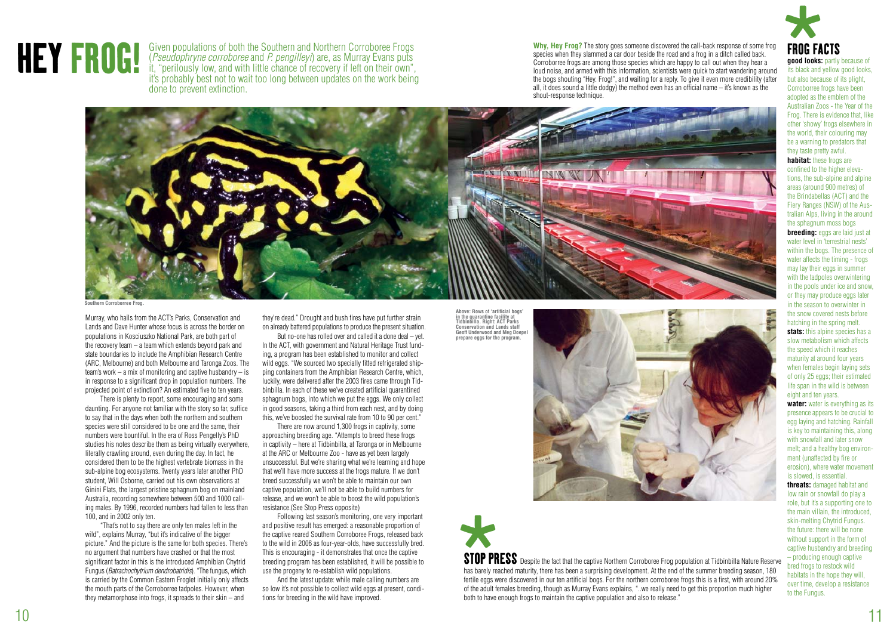# HEY FROG!

Given populations of both the Southern and Northern Corroboree Frogs (*Pseudophryne corroboree* and *P. pengilleyi*) are, as Murray Evans puts it, "perilously low, and with little chance of recovery if left on their own", it's probably best not to wait too long between updates on the work being done to prevent extinction.

Southern Corroborree Frog.

Murray, who hails from the ACT's Parks, Conservation and Lands and Dave Hunter whose focus is across the border on populations in Kosciuszko National Park, are both part of the recovery team – a team which extends beyond park and state boundaries to include the Amphibian Research Centre (ARC, Melbourne) and both Melbourne and Taronga Zoos. The team's work – a mix of monitoring and captive husbandry – is in response to a significant drop in population numbers. The projected point of extinction? An estimated five to ten years.

There is plenty to report, some encouraging and some daunting. For anyone not familiar with the story so far, suffice to say that in the days when both the northern and southern species were still considered to be one and the same, their numbers were bountiful. In the era of Ross Pengelly's PhD studies his notes describe them as being virtually everywhere, literally crawling around, even during the day. In fact, he considered them to be the highest vertebrate biomass in the sub-alpine bog ecosystems. Twenty years later another PhD student, Will Osborne, carried out his own observations at Ginini Flats, the largest pristine sphagnum bog on mainland Australia, recording somewhere between 500 and 1000 calling males. By 1996, recorded numbers had fallen to less than 100, and in 2002 only ten.

"That's not to say there are only ten males left in the wild", explains Murray, "but it's indicative of the bigger picture." And the picture is the same for both species. There's no argument that numbers have crashed or that the most significant factor in this is the introduced Amphibian Chytrid Fungus (*Batrachochytrium dendrobatridis*). "The fungus, which is carried by the Common Eastern Froglet initially only affects the mouth parts of the Corroborree tadpoles. However, when they metamorphose into frogs, it spreads to their skin – and they're dead." Drought and bush fires have put further strain on already battered populations to produce the present situation.

But no-one has rolled over and called it a done deal – yet. In the ACT, with government and Natural Heritage Trust funding, a program has been established to monitor and collect wild eggs. "We sourced two specially fitted refrigerated shipping containers from the Amphibian Research Centre, which, luckily, were delivered after the 2003 fires came through Tidbinbilla. In each of these we've created artificial quarantined sphagnum bogs, into which we put the eggs. We only collect in good seasons, taking a third from each nest, and by doing this, we've boosted the survival rate from 10 to 90 per cent."

There are now around 1,300 frogs in captivity, some approaching breeding age. "Attempts to breed these frogs in captivity – here at Tidbinbilla, at Taronga or in Melbourne at the ARC or Melbourne Zoo - have as yet been largely unsuccessful. But we're sharing what we're learning and hope that we'll have more success at the frogs mature. If we don't breed successfully we won't be able to maintain our own captive population, we'll not be able to build numbers for release, and we won't be able to boost the wild population's resistance.(See Stop Press opposite)

Following last season's monitoring, one very important and positive result has emerged: a reasonable proportion of the captive reared Southern Corroboree Frogs, released back to the wild in 2006 as four-year-olds, have successfully bred. This is encouraging - it demonstrates that once the captive breeding program has been established, it will be possible to use the progeny to re-establish wild populations.

And the latest update: while male calling numbers are so low it's not possible to collect wild eggs at present, conditions for breeding in the wild have improved.

**Why, Hey Frog?** The story goes someone discovered the call-back response of some frog species when they slammed a car door beside the road and a frog in a ditch called back. Corroborree frogs are among those species which are happy to call out when they hear a loud noise, and armed with this information, scientists were quick to start wandering around the bogs shouting "Hey. Frog!", and waiting for a reply. To give it even more credibility (after all, it does sound a little dodgy) the method even has an official name – it's known as the shout-response technique.

Above: Rows of 'artificial bogs' in the quarantine facility at Tidbinbilla. Right: ACT Parks Conservation and Lands staff Geoff Underwood and Meg Doepel prepare eggs for the program.

## * STOP PRESS

Despite the fact that the captive Northern Corroboree Frog population at Tidbinbilla Nature Reserve has barely reached maturity, there has been a surprising development. At the end of the summer breeding season, 180 fertile eggs were discovered in our ten artificial bogs. For the northern corroboree frogs this is a first, with around 20% of the adult females breeding, though as Murray Evans explains, "..we really need to get this proportion much higher both to have enough frogs to maintain the captive population and also to release."

## * FROG FACTS

**good looks:** partly because of its black and yellow good looks, but also because of its plight, Corroboree frogs have been adopted as the emblem of the Australian Zoos - the Year of the Frog. There is evidence that, like other 'showy' frogs elsewhere in the world, their colouring may be a warning to predators that they taste pretty awful.

**habitat:** these frogs are confined to the higher elevations, the sub-alpine and alpine areas (around 900 metres) of the Brindabellas (ACT) and the Fiery Ranges (NSW) of the Australian Alps, living in the around the sphagnum moss bogs

**breeding:** eggs are laid just at water level in 'terrestrial nests' within the bogs. The presence of water affects the timing - frogs may lay their eggs in summer with the tadpoles overwintering in the pools under ice and snow, or they may produce eggs later in the season to overwinter in the snow covered nests before hatching in the spring melt.

**stats:** this alpine species has a slow metabolism which affects the speed which it reaches maturity at around four years when females begin laying sets of only 25 eggs; their estimated life span in the wild is between eight and ten years.

**water:** water is everything as its presence appears to be crucial to egg laying and hatching. Rainfall is key to maintaining this, along with snowfall and later snow melt; and a healthy bog environment (unaffected by fire or erosion), where water movement is slowed, is essential.

**threats:** damaged habitat and low rain or snowfall do play a role, but it's a supporting one to the main villain, the introduced, skin-melting Chytrid Fungus.

the future: there will be none without support in the form of captive husbandry and breeding – producing enough captive bred frogs to restock wild habitats in the hope they will, over time, develop a resistance to the Fungus.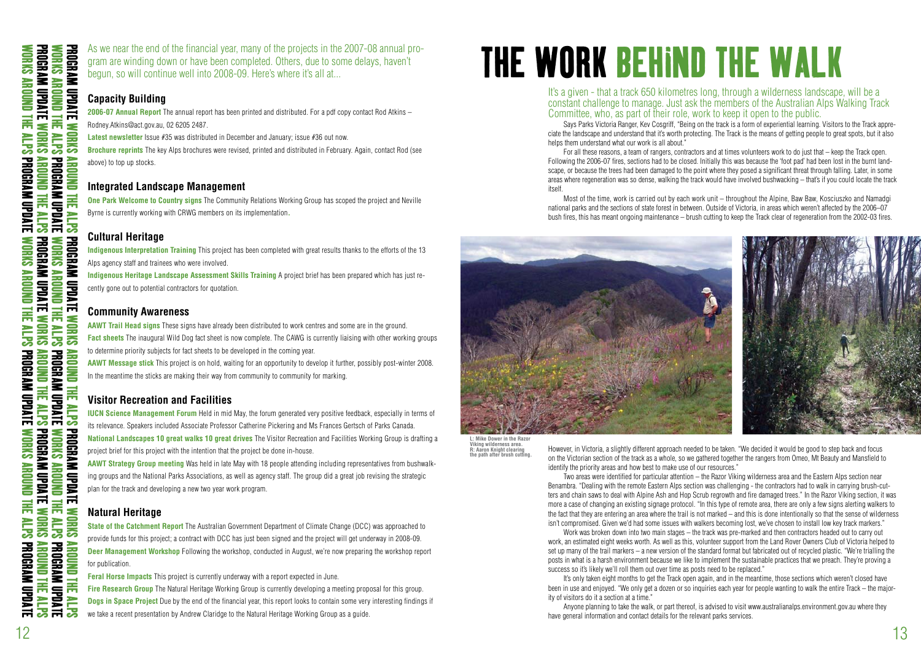As we near the end of the financial year, many of the projects in the 2007-08 annual program are winding down or have been completed. Others, due to some delays, haven't begun, so will continue well into 2008-09. Here's where it's all at...

### Capacity Building

**2006-07 Annual Report** The annual report has been printed and distributed. For a pdf copy contact Rod Atkins – Rodney.Atkins@act.gov.au, 02 6205 2487.

**Latest newsletter** Issue #35 was distributed in December and January; issue #36 out now.

**Brochure reprints** The key Alps brochures were revised, printed and distributed in February. Again, contact Rod (see above) to top up stocks.

### Integrated Landscape Management

**One Park Welcome to Country signs** The Community Relations Working Group has scoped the project and Neville Byrne is currently working with CRWG members on its implementation.

### Cultural Heritage

**Indigenous Interpretation Training** This project has been completed with great results thanks to the efforts of the 13 Alps agency staff and trainees who were involved.

**Indigenous Heritage Landscape Assessment Skills Training** A project brief has been prepared which has just recently gone out to potential contractors for quotation.

### Community Awareness

**AAWT Trail Head signs** These signs have already been distributed to work centres and some are in the ground.

**Fact sheets** The inaugural Wild Dog fact sheet is now complete. The CAWG is currently liaising with other working groups to determine priority subjects for fact sheets to be developed in the coming year.

**AAWT Message stick** This project is on hold, waiting for an opportunity to develop it further, possibly post-winter 2008. In the meantime the sticks are making their way from community to community for marking.

### Visitor Recreation and Facilities

**IUCN Science Management Forum** Held in mid May, the forum generated very positive feedback, especially in terms of its relevance. Speakers included Associate Professor Catherine Pickering and Ms Frances Gertsch of Parks Canada.

**National Landscapes 10 great walks 10 great drives** The Visitor Recreation and Facilities Working Group is drafting a project brief for this project with the intention that the project be done in-house.

**AAWT Strategy Group meeting** Was held in late May with 18 people attending including representatives from bushwalking groups and the National Parks Associations, as well as agency staff. The group did a great job revising the strategic plan for the track and developing a new two year work program.

### Natural Heritage

**State of the Catchment Report** The Australian Government Department of Climate Change (DCC) was approached to provide funds for this project; a contract with DCC has just been signed and the project will get underway in 2008-09.

**Deer Management Workshop** Following the workshop, conducted in August, we're now preparing the workshop report for publication.

**Feral Horse Impacts** This project is currently underway with a report expected in June.

**Fire Research Group** The Natural Heritage Working Group is currently developing a meeting proposal for this group.

**Dogs in Space Project** Due by the end of the financial year, this report looks to contain some very interesting findings if we take a recent presentation by Andrew Claridge to the Natural Heritage Working Group as a guide.

# THE WORK BEHIND THE WALK

It's a given - that a track 650 kilometres long, through a wilderness landscape, will be a constant challenge to manage. Just ask the members of the Australian Alps Walking Track Committee, who, as part of their role, work to keep it open to the public.

Says Parks Victoria Ranger, Kev Cosgriff, "Being on the track is a form of experiential learning. Visitors to the Track appreciate the landscape and understand that it's worth protecting. The Track is the means of getting people to great spots, but it also helps them understand what our work is all about."

For all these reasons, a team of rangers, contractors and at times volunteers work to do just that – keep the Track open. Following the 2006-07 fires, sections had to be closed. Initially this was because the 'foot pad' had been lost in the burnt landscape, or because the trees had been damaged to the point where they posed a significant threat through falling. Later, in some areas where regeneration was so dense, walking the track would have involved bushwacking – that's if you could locate the track itself.

Most of the time, work is carried out by each work unit – throughout the Alpine, Baw Baw, Kosciuszko and Namadgi national parks and the sections of state forest in between. Outside of Victoria, in areas which weren't affected by the 2006–07 bush fires, this has meant ongoing maintenance – brush cutting to keep the Track clear of regeneration from the 2002-03 fires.

L: Mike Dower in the Razor Viking wilderness area. R: Aaron Knight clearing the path after brush cutting.

However, in Victoria, a slightly different approach needed to be taken. "We decided it would be good to step back and focus on the Victorian section of the track as a whole, so we gathered together the rangers from Omeo, Mt Beauty and Mansfield to identify the priority areas and how best to make use of our resources."

Two areas were identified for particular attention – the Razor Viking wilderness area and the Eastern Alps section near Benambra. "Dealing with the remote Eastern Alps section was challenging - the contractors had to walk in carrying brush-cutters and chain saws to deal with Alpine Ash and Hop Scrub regrowth and fire damaged trees." In the Razor Viking section, it was more a case of changing an existing signage protocol. "In this type of remote area, there are only a few signs alerting walkers to the fact that they are entering an area where the trail is not marked – and this is done intentionally so that the sense of wilderness isn't compromised. Given we'd had some issues with walkers becoming lost, we've chosen to install low key track markers."

Work was broken down into two main stages – the track was pre-marked and then contractors headed out to carry out work, an estimated eight weeks worth. As well as this, volunteer support from the Land Rover Owners Club of Victoria helped to set up many of the trail markers – a new version of the standard format but fabricated out of recycled plastic. "We're trialling the posts in what is a harsh environment because we like to implement the sustainable practices that we preach. They're proving a success so it's likely we'll roll them out over time as posts need to be replaced."

It's only taken eight months to get the Track open again, and in the meantime, those sections which weren't closed have been in use and enjoyed. "We only get a dozen or so inquiries each year for people wanting to walk the entire Track – the majority of visitors do it a section at a time."

Anyone planning to take the walk, or part thereof, is advised to visit www.australianalps.environment.gov.au where they have general information and contact details for the relevant parks services.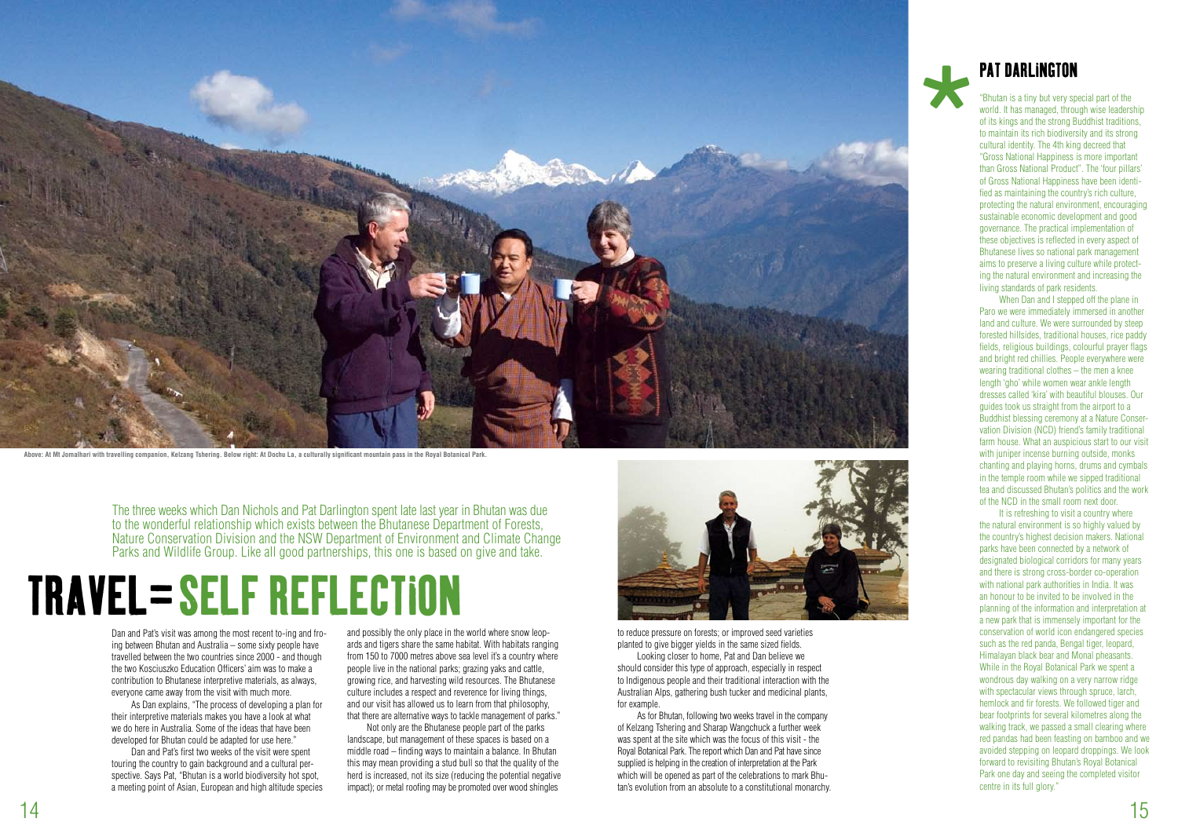Above: At Mt Jomalhari with travelling companion, Kelzang Tshering. Below right: At Dochu La, a culturally significant mountain pass in the Royal Botanical Park.

The three weeks which Dan Nichols and Pat Darlington spent late last year in Bhutan was due to the wonderful relationship which exists between the Bhutanese Department of Forests, Nature Conservation Division and the NSW Department of Environment and Climate Change Parks and Wildlife Group. Like all good partnerships, this one is based on give and take.

# TRAVEL = SELF REFLECTION

Dan and Pat's visit was among the most recent to-ing and fro-ing between Bhutan and Australia – some sixty people have travelled between the two countries since 2000 - and though the two Kosciuszko Education Officers' aim was to make a contribution to Bhutanese interpretive materials, as always, everyone came away from the visit with much more.

As Dan explains, "The process of developing a plan for their interpretive materials makes you have a look at what we do here in Australia. Some of the ideas that have been developed for Bhutan could be adapted for use here."

Dan and Pat's first two weeks of the visit were spent touring the country to gain background and a cultural perspective. Says Pat, "Bhutan is a world biodiversity hot spot, a meeting point of Asian, European and high altitude species and possibly the only place in the world where snow leopards and tigers share the same habitat. With habitats ranging from 150 to 7000 metres above sea level it's a country where people live in the national parks; grazing yaks and cattle, growing rice, and harvesting wild resources. The Bhutanese culture includes a respect and reverence for living things, and our visit has allowed us to learn from that philosophy, that there are alternative ways to tackle management of parks."

Not only are the Bhutanese people part of the parks landscape, but management of these spaces is based on a middle road – finding ways to maintain a balance. In Bhutan this may mean providing a stud bull so that the quality of the herd is increased, not its size (reducing the potential negative impact); or metal roofing may be promoted over wood shingles to reduce pressure on forests; or improved seed varieties planted to give bigger yields in the same sized fields.

Looking closer to home, Pat and Dan believe we should consider this type of approach, especially in respect to Indigenous people and their traditional interaction with the Australian Alps, gathering bush tucker and medicinal plants, for example.

As for Bhutan, following two weeks travel in the company of Kelzang Tshering and Sharap Wangchuck a further week was spent at the site which was the focus of this visit - the Royal Botanical Park. The report which Dan and Pat have since supplied is helping in the creation of interpretation at the Park which will be opened as part of the celebrations to mark Bhutan's evolution from an absolute to a constitutional monarchy.

## * PAT DARLINGTON

"Bhutan is a tiny but very special part of the world. It has managed, through wise leadership of its kings and the strong Buddhist traditions, to maintain its rich biodiversity and its strong cultural identity. The 4th king decreed that "Gross National Happiness is more important than Gross National Product". The 'four pillars' of Gross National Happiness have been identified as maintaining the country's rich culture, protecting the natural environment, encouraging sustainable economic development and good governance. The practical implementation of these objectives is reflected in every aspect of Bhutanese lives so national park management aims to preserve a living culture while protecting the natural environment and increasing the living standards of park residents.

When Dan and I stepped off the plane in Paro we were immediately immersed in another land and culture. We were surrounded by steep forested hillsides, traditional houses, rice paddy fields, religious buildings, colourful prayer flags and bright red chillies. People everywhere were wearing traditional clothes – the men a knee length 'gho' while women wear ankle length dresses called 'kira' with beautiful blouses. Our guides took us straight from the airport to a Buddhist blessing ceremony at a Nature Conservation Division (NCD) friend's family traditional farm house. What an auspicious start to our visit with juniper incense burning outside, monks chanting and playing horns, drums and cymbals in the temple room while we sipped traditional tea and discussed Bhutan's politics and the work of the NCD in the small room next door.

It is refreshing to visit a country where the natural environment is so highly valued by the country's highest decision makers. National parks have been connected by a network of designated biological corridors for many years and there is strong cross-border co-operation with national park authorities in India. It was an honour to be invited to be involved in the planning of the information and interpretation at a new park that is immensely important for the conservation of world icon endangered species such as the red panda, Bengal tiger, leopard, Himalayan black bear and Monal pheasants. While in the Royal Botanical Park we spent a wondrous day walking on a very narrow ridge with spectacular views through spruce, larch, hemlock and fir forests. We followed tiger and bear footprints for several kilometres along the walking track, we passed a small clearing where red pandas had been feasting on bamboo and we avoided stepping on leopard droppings. We look forward to revisiting Bhutan's Royal Botanical Park one day and seeing the completed visitor centre in its full glory."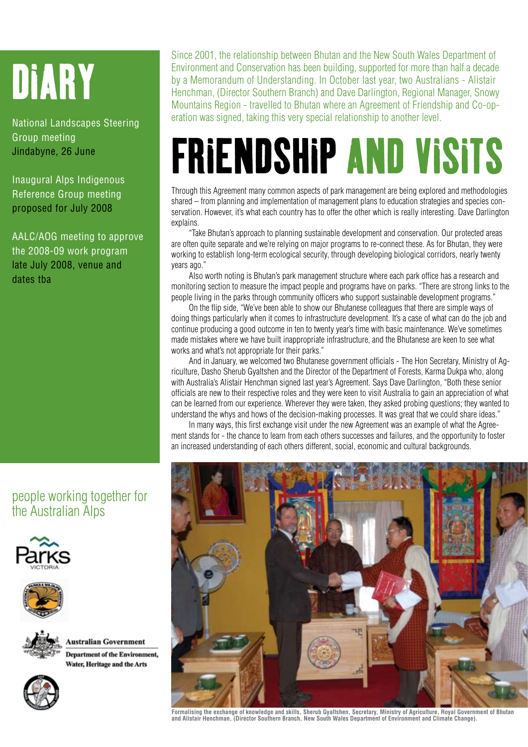# DIARY

National Landscapes Steering Group meeting Jindabyne, 26 June

Inaugural Alps Indigenous Reference Group meeting proposed for July 2008

AALC/AOG meeting to approve the 2008-09 work program late July 2008, venue and dates tba

people working together for the Australian Alps

Since 2001, the relationship between Bhutan and the New South Wales Department of Environment and Conservation has been building, supported for more than half a decade by a Memorandum of Understanding. In October last year, two Australians - Alistair Henchman, (Director Southern Branch) and Dave Darlington, Regional Manager, Snowy Mountains Region - travelled to Bhutan where an Agreement of Friendship and Co-operation was signed, taking this very special relationship to another level.

# FRIENDSHIP AND VISITS

Through this Agreement many common aspects of park management are being explored and methodologies shared – from planning and implementation of management plans to education strategies and species conservation. However, it's what each country has to offer the other which is really interesting. Dave Darlington explains.

"Take Bhutan's approach to planning sustainable development and conservation. Our protected areas are often quite separate and we're relying on major programs to re-connect these. As for Bhutan, they were working to establish long-term ecological security, through developing biological corridors, nearly twenty years ago."

Also worth noting is Bhutan's park management structure where each park office has a research and monitoring section to measure the impact people and programs have on parks. "There are strong links to the people living in the parks through community officers who support sustainable development programs."

On the flip side, "We've been able to show our Bhutanese colleagues that there are simple ways of doing things particularly when it comes to infrastructure development. It's a case of what can do the job and continue producing a good outcome in ten to twenty year's time with basic maintenance. We've sometimes made mistakes where we have built inappropriate infrastructure, and the Bhutanese are keen to see what works and what's not appropriate for their parks."

And in January, we welcomed two Bhutanese government officials - The Hon Secretary, Ministry of Agriculture, Dasho Sherub Gyaltshen and the Director of the Department of Forests, Karma Dukpa who, along with Australia's Alistair Henchman signed last year's Agreement. Says Dave Darlington, "Both these senior officials are new to their respective roles and they were keen to visit Australia to gain an appreciation of what can be learned from our experience. Wherever they were taken, they asked probing questions; they wanted to understand the whys and hows of the decision-making processes. It was great that we could share ideas."

In many ways, this first exchange visit under the new Agreement was an example of what the Agreement stands for - the chance to learn from each others successes and failures, and the opportunity to foster an increased understanding of each others different, social, economic and cultural backgrounds.

**Formalising the exchange of knowledge and skills, Sherub Gyaltshen, Secretary, Ministry of Agriculture, Royal Government of Bhutan and Alistair Henchman, (Director Southern Branch, New South Wales Department of Environment and Climate Change).**

Parks Victoria

Australian Government
Department of the Environment, Water, Heritage and the Arts